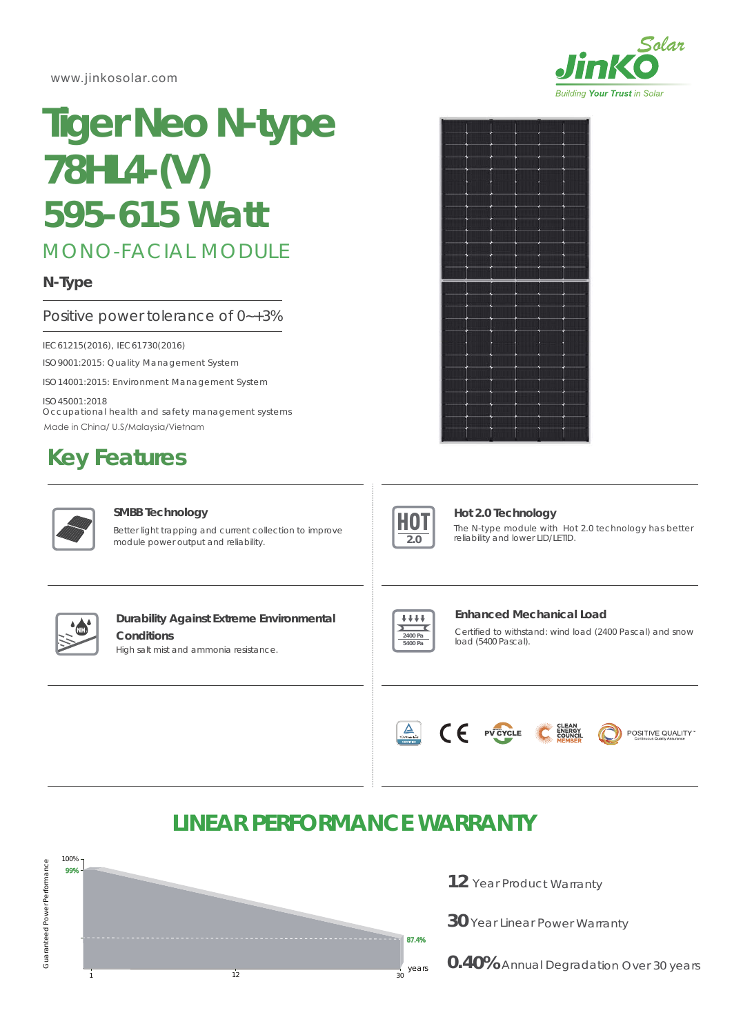www.jinkosolar.com

JinKO Solar
Building Your Trust in Solar

# Tiger Neo N-type 78HL4-(V) 595-615 Watt

## MONO-FACIAL MODULE

**N-Type**

Positive power tolerance of 0~+3%

IEC 61215(2016), IEC 61730(2016)

ISO 9001:2015: Quality Management System

ISO 14001:2015: Environment Management System

ISO 45001:2018
Occupational health and safety management systems

Made in China/ U.S/Malaysia/Vietnam

## Key Features

### SMBB Technology

Better light trapping and current collection to improve module power output and reliability.

### Hot 2.0 Technology

The N-type module with Hot 2.0 technology has better reliability and lower LID/LETID.

### Durability Against Extreme Environmental Conditions

High salt mist and ammonia resistance.

### Enhanced Mechanical Load

Certified to withstand: wind load (2400 Pascal) and snow load (5400 Pascal).

CE | PV CYCLE | CLEAN ENERGY COUNCIL MEMBER | POSITIVE QUALITY™

## LINEAR PERFORMANCE WARRANTY

Guaranteed Power Performance: 100%, 99% (year 1), 87.4% (year 30); years: 1, 12, 30

**12** Year Product Warranty

**30** Year Linear Power Warranty

**0.40%** Annual Degradation Over 30 years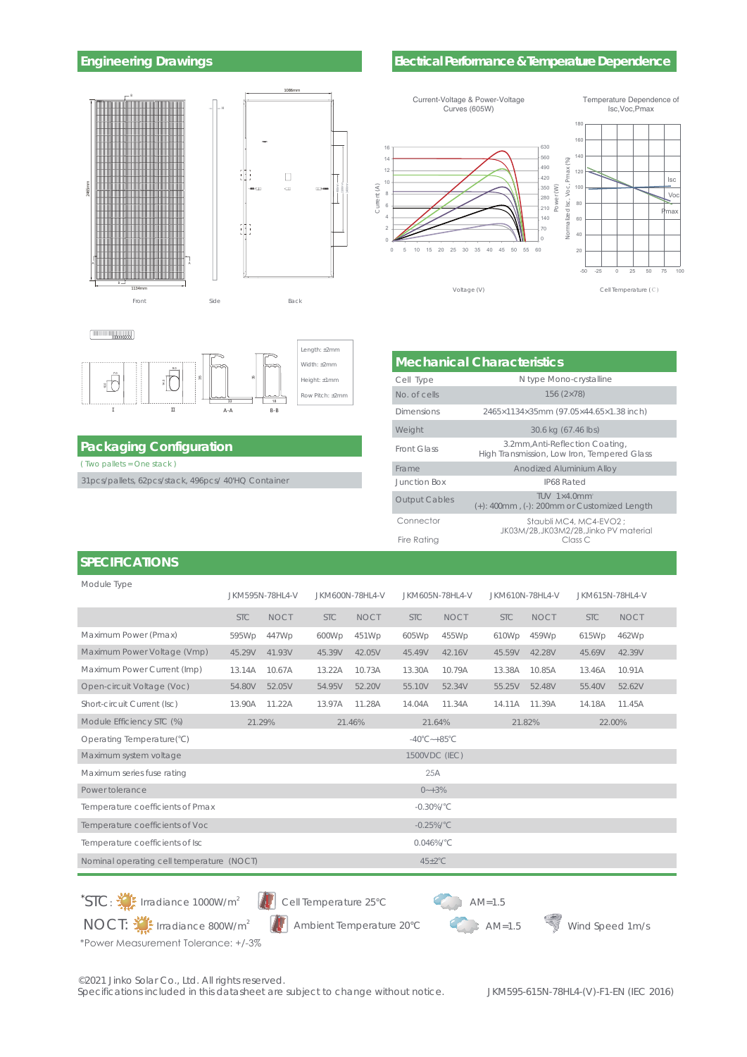## Engineering Drawings

1086mm

2465mm

1134mm

Front

Side

Back

I

II

A-A

B-B

Length: ±2mm

Width: ±2mm

Height: ±1mm

Row Pitch: ±2mm

## Electrical Performance & Temperature Dependence

Current-Voltage & Power-Voltage Curves (605W)

Current (A)

Power (W)

Voltage (V)

Temperature Dependence of Isc,Voc,Pmax

Normalized Isc, Voc, Pmax (%)

Isc

Voc

Pmax

Cell Temperature (℃)

## Packaging Configuration

( Two pallets = One stack )

31pcs/pallets, 62pcs/stack, 496pcs/ 40'HQ Container

## Mechanical Characteristics

| | |
|---|---|
| Cell Type | N type Mono-crystalline |
| No. of cells | 156 (2×78) |
| Dimensions | 2465×1134×35mm (97.05×44.65×1.38 inch) |
| Weight | 30.6 kg (67.46 lbs) |
| Front Glass | 3.2mm,Anti-Reflection Coating, High Transmission, Low Iron, Tempered Glass |
| Frame | Anodized Aluminium Alloy |
| Junction Box | IP68 Rated |
| Output Cables | TUV 1×4.0mm²<br>(+): 400mm , (-): 200mm or Customized Length |
| Connector | Staubli MC4, MC4-EVO2 ;<br>JK03M/2B,JK03M2/2B,Jinko PV material |
| Fire Rating | Class C |

## SPECIFICATIONS

| Module Type | JKM595N-78HL4-V | | JKM600N-78HL4-V | | JKM605N-78HL4-V | | JKM610N-78HL4-V | | JKM615N-78HL4-V | |
|---|---|---|---|---|---|---|---|---|---|---|
| | STC | NOCT | STC | NOCT | STC | NOCT | STC | NOCT | STC | NOCT |
| Maximum Power (Pmax) | 595Wp | 447Wp | 600Wp | 451Wp | 605Wp | 455Wp | 610Wp | 459Wp | 615Wp | 462Wp |
| Maximum Power Voltage (Vmp) | 45.29V | 41.93V | 45.39V | 42.05V | 45.49V | 42.16V | 45.59V | 42.28V | 45.69V | 42.39V |
| Maximum Power Current (Imp) | 13.14A | 10.67A | 13.22A | 10.73A | 13.30A | 10.79A | 13.38A | 10.85A | 13.46A | 10.91A |
| Open-circuit Voltage (Voc) | 54.80V | 52.05V | 54.95V | 52.20V | 55.10V | 52.34V | 55.25V | 52.48V | 55.40V | 52.62V |
| Short-circuit Current (Isc) | 13.90A | 11.22A | 13.97A | 11.28A | 14.04A | 11.34A | 14.11A | 11.39A | 14.18A | 11.45A |
| Module Efficiency STC (%) | 21.29% | | 21.46% | | 21.64% | | 21.82% | | 22.00% | |
| Operating Temperature(℃) | -40℃~+85℃ | | | | | | | | | |
| Maximum system voltage | 1500VDC (IEC) | | | | | | | | | |
| Maximum series fuse rating | 25A | | | | | | | | | |
| Power tolerance | 0~+3% | | | | | | | | | |
| Temperature coefficients of Pmax | -0.30%/℃ | | | | | | | | | |
| Temperature coefficients of Voc | -0.25%/℃ | | | | | | | | | |
| Temperature coefficients of Isc | 0.046%/℃ | | | | | | | | | |
| Nominal operating cell temperature (NOCT) | 45±2℃ | | | | | | | | | |

*STC: Irradiance 1000W/m² | Cell Temperature 25°C | AM=1.5

NOCT: Irradiance 800W/m² | Ambient Temperature 20°C | AM=1.5 | Wind Speed 1m/s

*Power Measurement Tolerance: +/-3%

©2021 Jinko Solar Co., Ltd. All rights reserved.
Specifications included in this datasheet are subject to change without notice.

JKM595-615N-78HL4-(V)-F1-EN (IEC 2016)